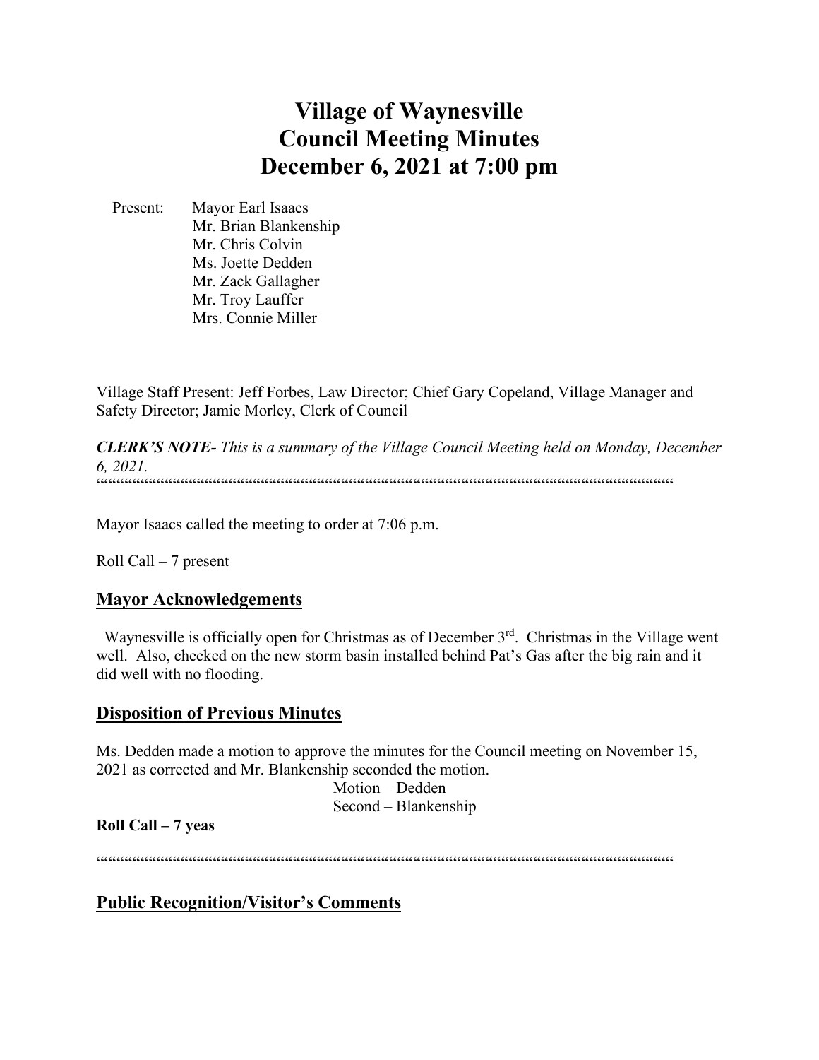# Village of Waynesville
# Council Meeting Minutes
# December 6, 2021 at 7:00 pm

Present: Mayor Earl Isaacs
Mr. Brian Blankenship
Mr. Chris Colvin
Ms. Joette Dedden
Mr. Zack Gallagher
Mr. Troy Lauffer
Mrs. Connie Miller

Village Staff Present: Jeff Forbes, Law Director; Chief Gary Copeland, Village Manager and Safety Director; Jamie Morley, Clerk of Council

***CLERK'S NOTE-*** *This is a summary of the Village Council Meeting held on Monday, December 6, 2021.*

Mayor Isaacs called the meeting to order at 7:06 p.m.

Roll Call – 7 present

## Mayor Acknowledgements

Waynesville is officially open for Christmas as of December 3rd. Christmas in the Village went well. Also, checked on the new storm basin installed behind Pat's Gas after the big rain and it did well with no flooding.

## Disposition of Previous Minutes

Ms. Dedden made a motion to approve the minutes for the Council meeting on November 15, 2021 as corrected and Mr. Blankenship seconded the motion.

Motion – Dedden
Second – Blankenship

**Roll Call – 7 yeas**

## Public Recognition/Visitor's Comments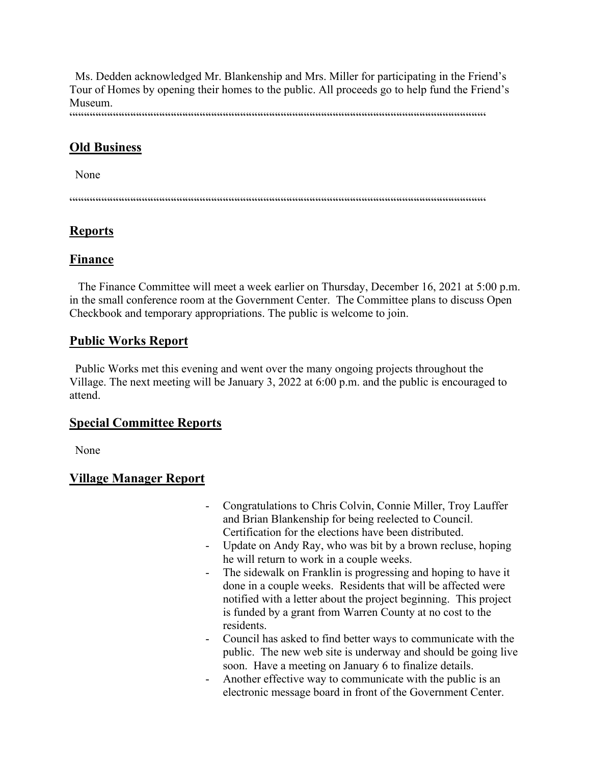Ms. Dedden acknowledged Mr. Blankenship and Mrs. Miller for participating in the Friend's Tour of Homes by opening their homes to the public. All proceeds go to help fund the Friend's Museum.

""""""""""""""""""""""""""""""""""""""""""""""""""""""""""""""""""""""""""""""""""""""""""""""""""""""""""""""""""""""""""""

## Old Business

None

""""""""""""""""""""""""""""""""""""""""""""""""""""""""""""""""""""""""""""""""""""""""""""""""""""""""""""""""""""""""""""

## Reports

## Finance

The Finance Committee will meet a week earlier on Thursday, December 16, 2021 at 5:00 p.m. in the small conference room at the Government Center. The Committee plans to discuss Open Checkbook and temporary appropriations. The public is welcome to join.

## Public Works Report

Public Works met this evening and went over the many ongoing projects throughout the Village. The next meeting will be January 3, 2022 at 6:00 p.m. and the public is encouraged to attend.

## Special Committee Reports

None

## Village Manager Report

- Congratulations to Chris Colvin, Connie Miller, Troy Lauffer and Brian Blankenship for being reelected to Council. Certification for the elections have been distributed.
- Update on Andy Ray, who was bit by a brown recluse, hoping he will return to work in a couple weeks.
- The sidewalk on Franklin is progressing and hoping to have it done in a couple weeks. Residents that will be affected were notified with a letter about the project beginning. This project is funded by a grant from Warren County at no cost to the residents.
- Council has asked to find better ways to communicate with the public. The new web site is underway and should be going live soon. Have a meeting on January 6 to finalize details.
- Another effective way to communicate with the public is an electronic message board in front of the Government Center.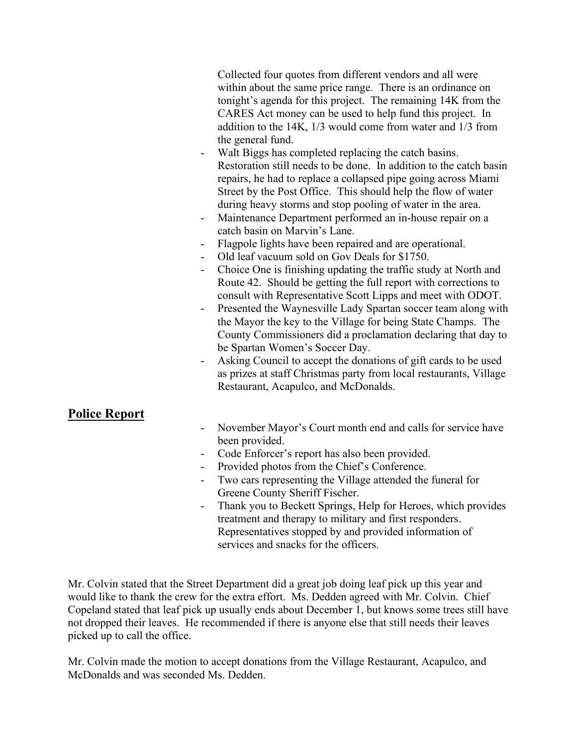Collected four quotes from different vendors and all were within about the same price range. There is an ordinance on tonight's agenda for this project. The remaining 14K from the CARES Act money can be used to help fund this project. In addition to the 14K, 1/3 would come from water and 1/3 from the general fund.

- Walt Biggs has completed replacing the catch basins. Restoration still needs to be done. In addition to the catch basin repairs, he had to replace a collapsed pipe going across Miami Street by the Post Office. This should help the flow of water during heavy storms and stop pooling of water in the area.
- Maintenance Department performed an in-house repair on a catch basin on Marvin's Lane.
- Flagpole lights have been repaired and are operational.
- Old leaf vacuum sold on Gov Deals for $1750.
- Choice One is finishing updating the traffic study at North and Route 42. Should be getting the full report with corrections to consult with Representative Scott Lipps and meet with ODOT.
- Presented the Waynesville Lady Spartan soccer team along with the Mayor the key to the Village for being State Champs. The County Commissioners did a proclamation declaring that day to be Spartan Women's Soccer Day.
- Asking Council to accept the donations of gift cards to be used as prizes at staff Christmas party from local restaurants, Village Restaurant, Acapulco, and McDonalds.

## Police Report

- November Mayor's Court month end and calls for service have been provided.
- Code Enforcer's report has also been provided.
- Provided photos from the Chief's Conference.
- Two cars representing the Village attended the funeral for Greene County Sheriff Fischer.
- Thank you to Beckett Springs, Help for Heroes, which provides treatment and therapy to military and first responders. Representatives stopped by and provided information of services and snacks for the officers.

Mr. Colvin stated that the Street Department did a great job doing leaf pick up this year and would like to thank the crew for the extra effort. Ms. Dedden agreed with Mr. Colvin. Chief Copeland stated that leaf pick up usually ends about December 1, but knows some trees still have not dropped their leaves. He recommended if there is anyone else that still needs their leaves picked up to call the office.

Mr. Colvin made the motion to accept donations from the Village Restaurant, Acapulco, and McDonalds and was seconded Ms. Dedden.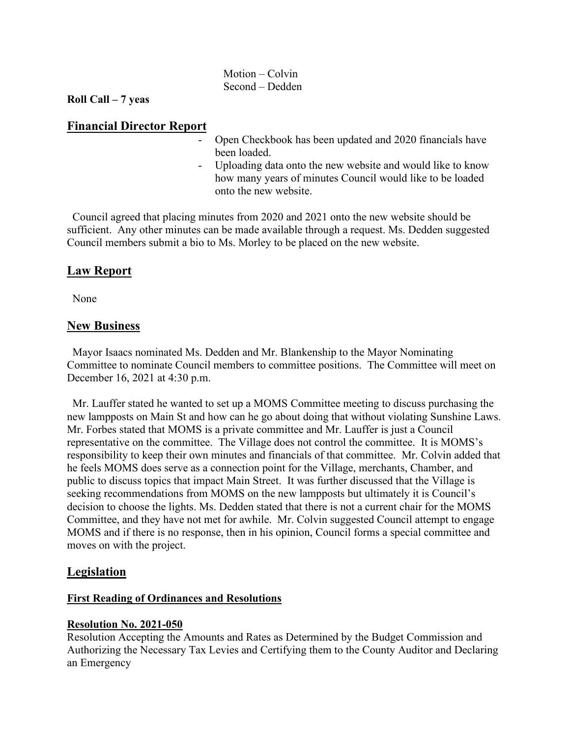Motion – Colvin  
Second – Dedden

**Roll Call – 7 yeas**

## Financial Director Report

- Open Checkbook has been updated and 2020 financials have been loaded.
- Uploading data onto the new website and would like to know how many years of minutes Council would like to be loaded onto the new website.

Council agreed that placing minutes from 2020 and 2021 onto the new website should be sufficient. Any other minutes can be made available through a request. Ms. Dedden suggested Council members submit a bio to Ms. Morley to be placed on the new website.

## Law Report

None

## New Business

Mayor Isaacs nominated Ms. Dedden and Mr. Blankenship to the Mayor Nominating Committee to nominate Council members to committee positions. The Committee will meet on December 16, 2021 at 4:30 p.m.

Mr. Lauffer stated he wanted to set up a MOMS Committee meeting to discuss purchasing the new lampposts on Main St and how can he go about doing that without violating Sunshine Laws. Mr. Forbes stated that MOMS is a private committee and Mr. Lauffer is just a Council representative on the committee. The Village does not control the committee. It is MOMS's responsibility to keep their own minutes and financials of that committee. Mr. Colvin added that he feels MOMS does serve as a connection point for the Village, merchants, Chamber, and public to discuss topics that impact Main Street. It was further discussed that the Village is seeking recommendations from MOMS on the new lampposts but ultimately it is Council's decision to choose the lights. Ms. Dedden stated that there is not a current chair for the MOMS Committee, and they have not met for awhile. Mr. Colvin suggested Council attempt to engage MOMS and if there is no response, then in his opinion, Council forms a special committee and moves on with the project.

## Legislation

### First Reading of Ordinances and Resolutions

**Resolution No. 2021-050**  
Resolution Accepting the Amounts and Rates as Determined by the Budget Commission and Authorizing the Necessary Tax Levies and Certifying them to the County Auditor and Declaring an Emergency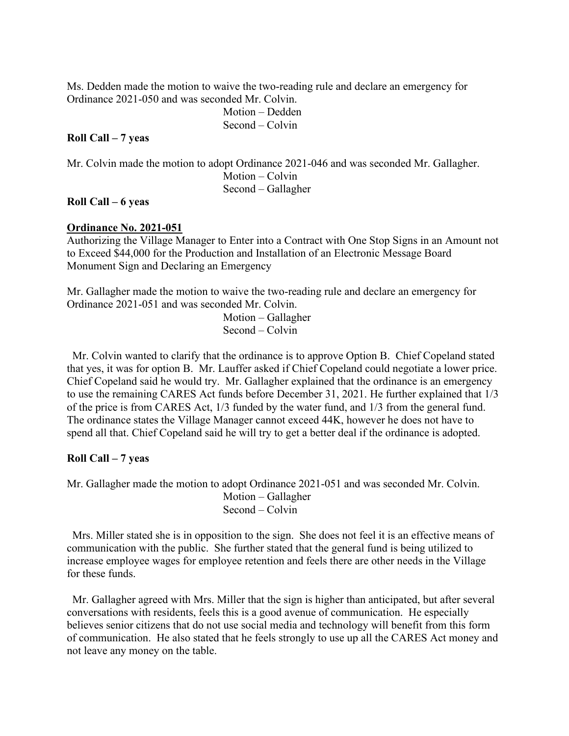Ms. Dedden made the motion to waive the two-reading rule and declare an emergency for Ordinance 2021-050 and was seconded Mr. Colvin.

Motion – Dedden
Second – Colvin

**Roll Call – 7 yeas**

Mr. Colvin made the motion to adopt Ordinance 2021-046 and was seconded Mr. Gallagher.

Motion – Colvin
Second – Gallagher

**Roll Call – 6 yeas**

**Ordinance No. 2021-051**

Authorizing the Village Manager to Enter into a Contract with One Stop Signs in an Amount not to Exceed $44,000 for the Production and Installation of an Electronic Message Board Monument Sign and Declaring an Emergency

Mr. Gallagher made the motion to waive the two-reading rule and declare an emergency for Ordinance 2021-051 and was seconded Mr. Colvin.

Motion – Gallagher
Second – Colvin

Mr. Colvin wanted to clarify that the ordinance is to approve Option B. Chief Copeland stated that yes, it was for option B. Mr. Lauffer asked if Chief Copeland could negotiate a lower price. Chief Copeland said he would try. Mr. Gallagher explained that the ordinance is an emergency to use the remaining CARES Act funds before December 31, 2021. He further explained that 1/3 of the price is from CARES Act, 1/3 funded by the water fund, and 1/3 from the general fund. The ordinance states the Village Manager cannot exceed 44K, however he does not have to spend all that. Chief Copeland said he will try to get a better deal if the ordinance is adopted.

**Roll Call – 7 yeas**

Mr. Gallagher made the motion to adopt Ordinance 2021-051 and was seconded Mr. Colvin.

Motion – Gallagher
Second – Colvin

Mrs. Miller stated she is in opposition to the sign. She does not feel it is an effective means of communication with the public. She further stated that the general fund is being utilized to increase employee wages for employee retention and feels there are other needs in the Village for these funds.

Mr. Gallagher agreed with Mrs. Miller that the sign is higher than anticipated, but after several conversations with residents, feels this is a good avenue of communication. He especially believes senior citizens that do not use social media and technology will benefit from this form of communication. He also stated that he feels strongly to use up all the CARES Act money and not leave any money on the table.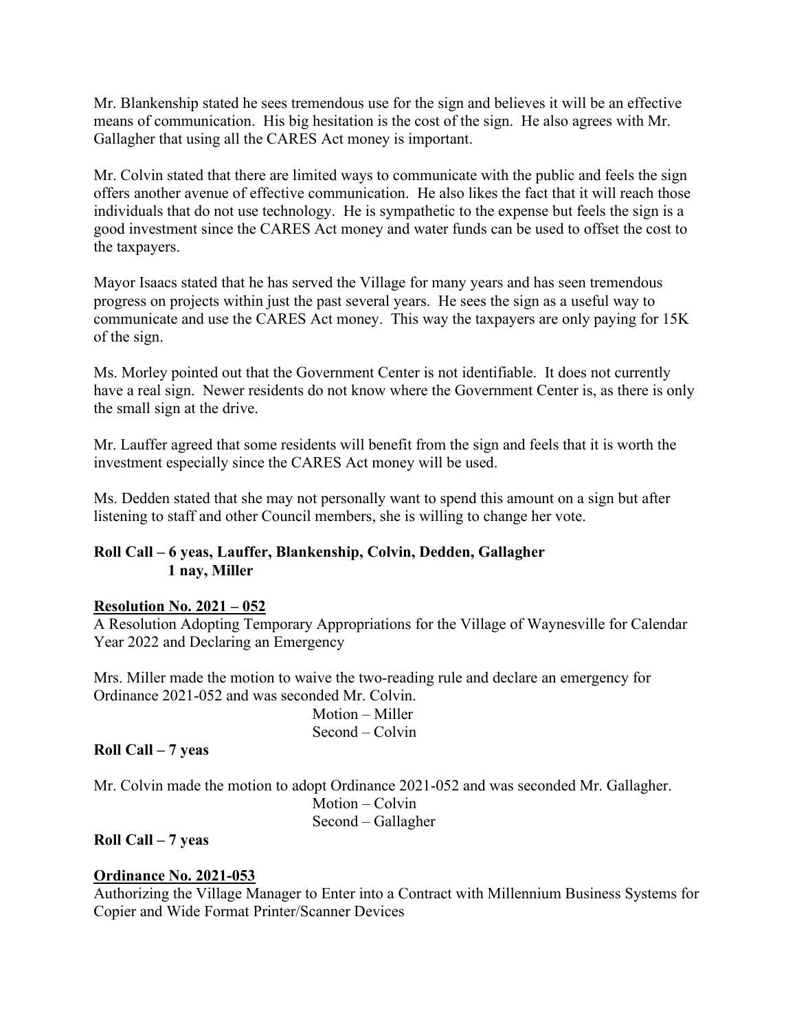Mr. Blankenship stated he sees tremendous use for the sign and believes it will be an effective means of communication. His big hesitation is the cost of the sign. He also agrees with Mr. Gallagher that using all the CARES Act money is important.

Mr. Colvin stated that there are limited ways to communicate with the public and feels the sign offers another avenue of effective communication. He also likes the fact that it will reach those individuals that do not use technology. He is sympathetic to the expense but feels the sign is a good investment since the CARES Act money and water funds can be used to offset the cost to the taxpayers.

Mayor Isaacs stated that he has served the Village for many years and has seen tremendous progress on projects within just the past several years. He sees the sign as a useful way to communicate and use the CARES Act money. This way the taxpayers are only paying for 15K of the sign.

Ms. Morley pointed out that the Government Center is not identifiable. It does not currently have a real sign. Newer residents do not know where the Government Center is, as there is only the small sign at the drive.

Mr. Lauffer agreed that some residents will benefit from the sign and feels that it is worth the investment especially since the CARES Act money will be used.

Ms. Dedden stated that she may not personally want to spend this amount on a sign but after listening to staff and other Council members, she is willing to change her vote.

**Roll Call – 6 yeas, Lauffer, Blankenship, Colvin, Dedden, Gallagher**
**1 nay, Miller**

**Resolution No. 2021 – 052**

A Resolution Adopting Temporary Appropriations for the Village of Waynesville for Calendar Year 2022 and Declaring an Emergency

Mrs. Miller made the motion to waive the two-reading rule and declare an emergency for Ordinance 2021-052 and was seconded Mr. Colvin.

Motion – Miller
Second – Colvin

**Roll Call – 7 yeas**

Mr. Colvin made the motion to adopt Ordinance 2021-052 and was seconded Mr. Gallagher.

Motion – Colvin
Second – Gallagher

**Roll Call – 7 yeas**

**Ordinance No. 2021-053**

Authorizing the Village Manager to Enter into a Contract with Millennium Business Systems for Copier and Wide Format Printer/Scanner Devices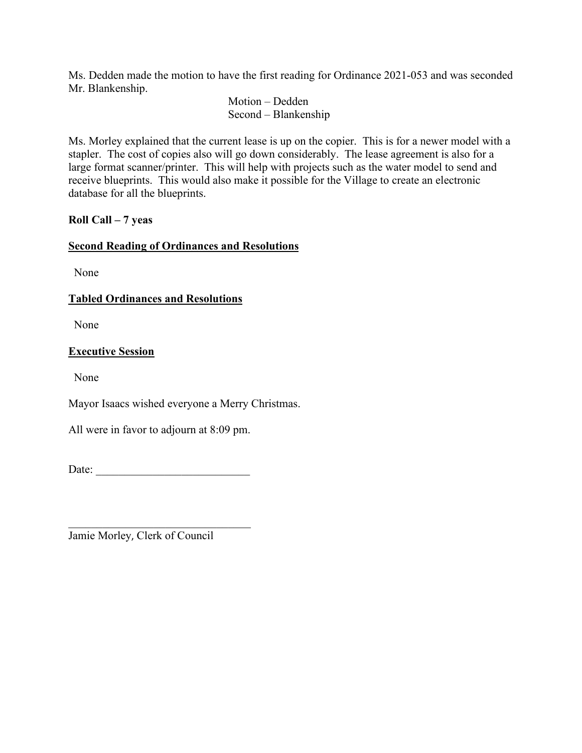Ms. Dedden made the motion to have the first reading for Ordinance 2021-053 and was seconded Mr. Blankenship.

Motion – Dedden
Second – Blankenship

Ms. Morley explained that the current lease is up on the copier. This is for a newer model with a stapler. The cost of copies also will go down considerably. The lease agreement is also for a large format scanner/printer. This will help with projects such as the water model to send and receive blueprints. This would also make it possible for the Village to create an electronic database for all the blueprints.

**Roll Call – 7 yeas**

**Second Reading of Ordinances and Resolutions**

None

**Tabled Ordinances and Resolutions**

None

**Executive Session**

None

Mayor Isaacs wished everyone a Merry Christmas.

All were in favor to adjourn at 8:09 pm.

Date: ___________________________

_________________________________
Jamie Morley, Clerk of Council